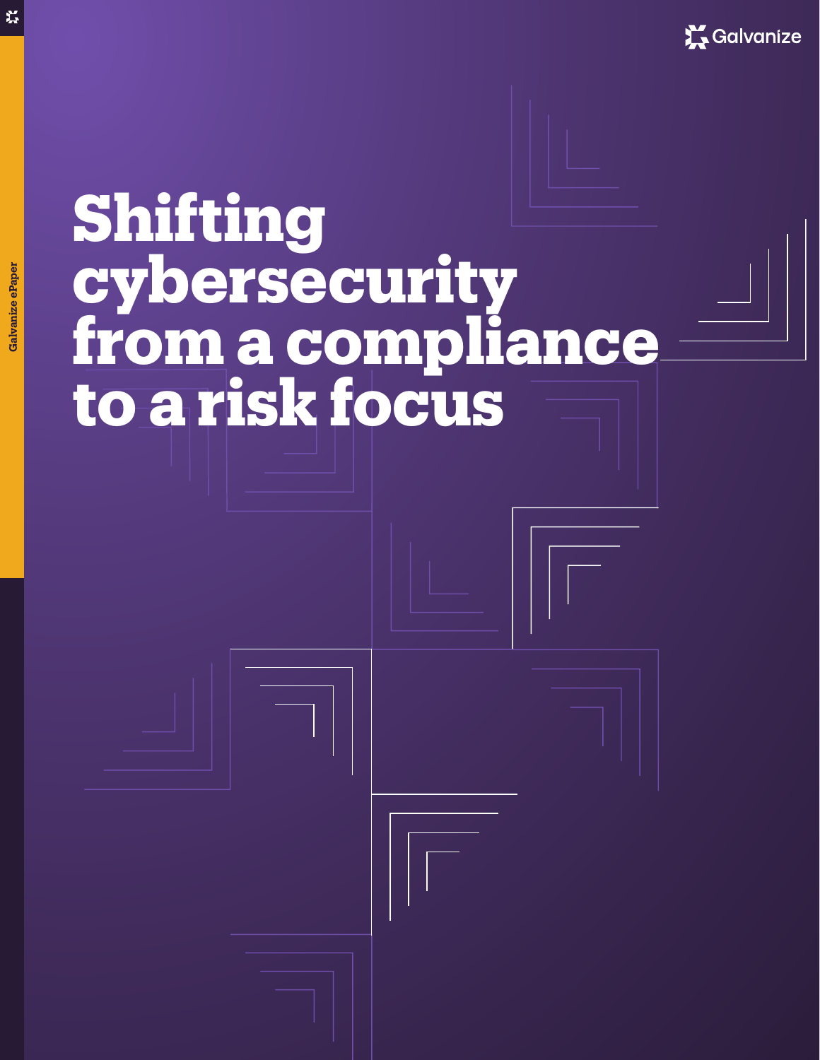Galvanize

Galvanize ePaper

# Shifting cybersecurity from a compliance to a risk focus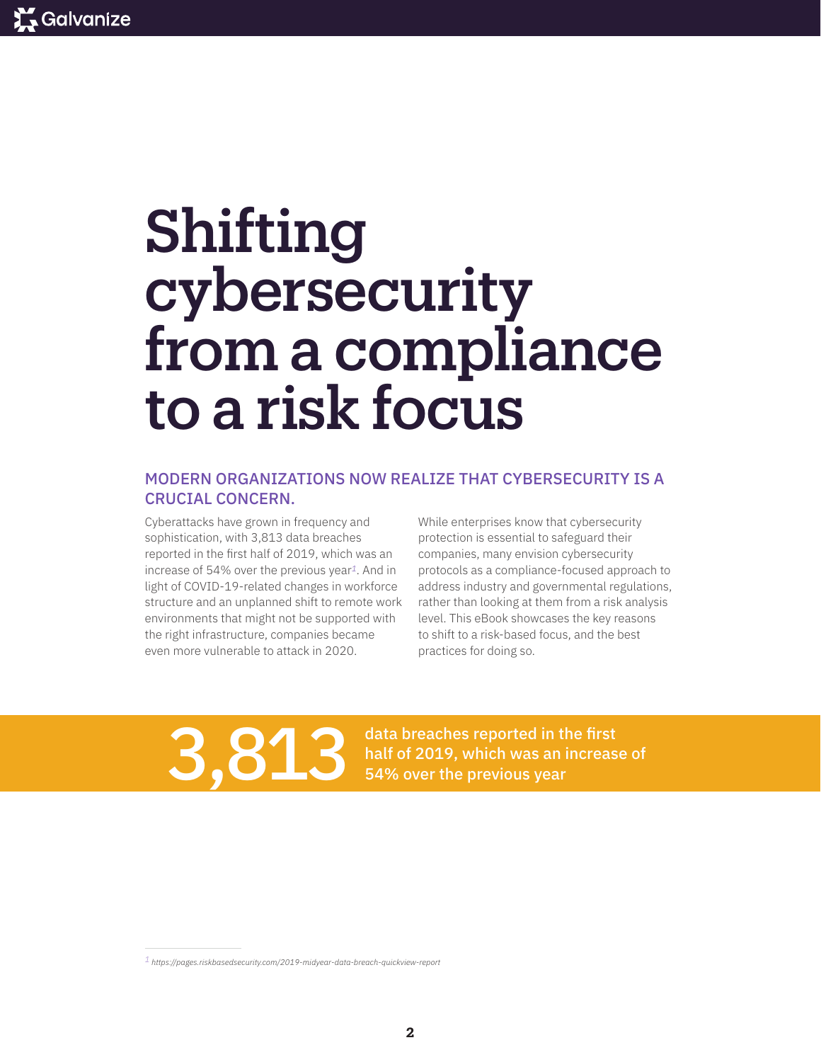# Shifting cybersecurity from a compliance to a risk focus

## MODERN ORGANIZATIONS NOW REALIZE THAT CYBERSECURITY IS A CRUCIAL CONCERN.

Cyberattacks have grown in frequency and sophistication, with 3,813 data breaches reported in the first half of 2019, which was an increase of 54% over the previous year[1]. And in light of COVID-19-related changes in workforce structure and an unplanned shift to remote work environments that might not be supported with the right infrastructure, companies became even more vulnerable to attack in 2020.

While enterprises know that cybersecurity protection is essential to safeguard their companies, many envision cybersecurity protocols as a compliance-focused approach to address industry and governmental regulations, rather than looking at them from a risk analysis level. This eBook showcases the key reasons to shift to a risk-based focus, and the best practices for doing so.

**3,813** data breaches reported in the first half of 2019, which was an increase of 54% over the previous year

[1] *https://pages.riskbasedsecurity.com/2019-midyear-data-breach-quickview-report*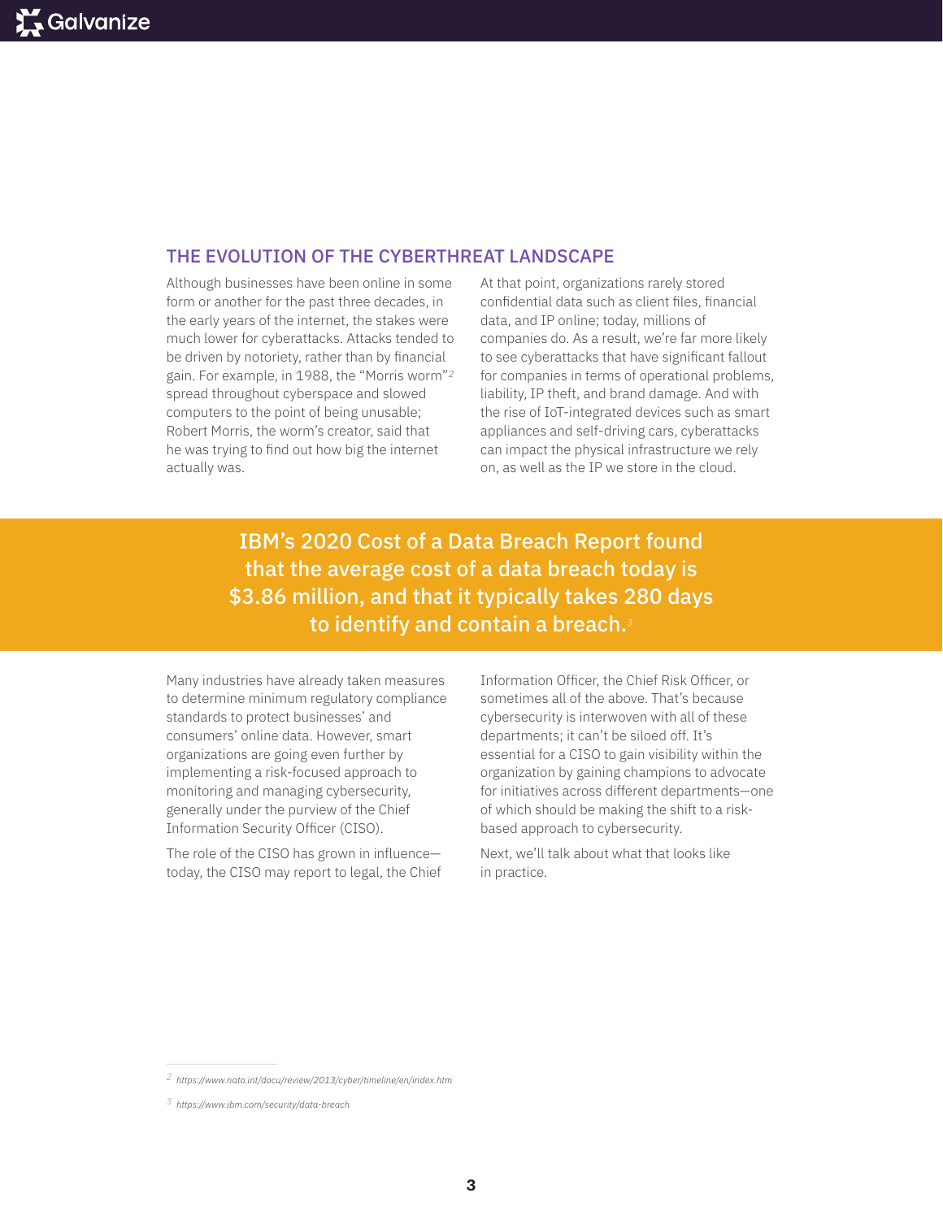## THE EVOLUTION OF THE CYBERTHREAT LANDSCAPE

Although businesses have been online in some form or another for the past three decades, in the early years of the internet, the stakes were much lower for cyberattacks. Attacks tended to be driven by notoriety, rather than by financial gain. For example, in 1988, the "Morris worm"[2] spread throughout cyberspace and slowed computers to the point of being unusable; Robert Morris, the worm's creator, said that he was trying to find out how big the internet actually was.

At that point, organizations rarely stored confidential data such as client files, financial data, and IP online; today, millions of companies do. As a result, we're far more likely to see cyberattacks that have significant fallout for companies in terms of operational problems, liability, IP theft, and brand damage. And with the rise of IoT-integrated devices such as smart appliances and self-driving cars, cyberattacks can impact the physical infrastructure we rely on, as well as the IP we store in the cloud.

> **IBM's 2020 Cost of a Data Breach Report found that the average cost of a data breach today is $3.86 million, and that it typically takes 280 days to identify and contain a breach.[3]**

Many industries have already taken measures to determine minimum regulatory compliance standards to protect businesses' and consumers' online data. However, smart organizations are going even further by implementing a risk-focused approach to monitoring and managing cybersecurity, generally under the purview of the Chief Information Security Officer (CISO).

The role of the CISO has grown in influence—today, the CISO may report to legal, the Chief Information Officer, the Chief Risk Officer, or sometimes all of the above. That's because cybersecurity is interwoven with all of these departments; it can't be siloed off. It's essential for a CISO to gain visibility within the organization by gaining champions to advocate for initiatives across different departments—one of which should be making the shift to a risk-based approach to cybersecurity.

Next, we'll talk about what that looks like in practice.

---

[2] https://www.nato.int/docu/review/2013/cyber/timeline/en/index.htm

[3] https://www.ibm.com/security/data-breach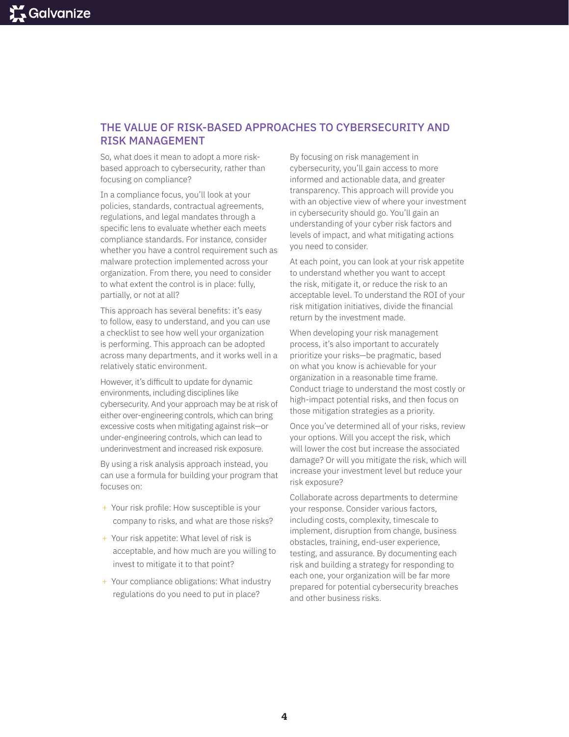## THE VALUE OF RISK-BASED APPROACHES TO CYBERSECURITY AND RISK MANAGEMENT

So, what does it mean to adopt a more risk-based approach to cybersecurity, rather than focusing on compliance?

In a compliance focus, you'll look at your policies, standards, contractual agreements, regulations, and legal mandates through a specific lens to evaluate whether each meets compliance standards. For instance, consider whether you have a control requirement such as malware protection implemented across your organization. From there, you need to consider to what extent the control is in place: fully, partially, or not at all?

This approach has several benefits: it's easy to follow, easy to understand, and you can use a checklist to see how well your organization is performing. This approach can be adopted across many departments, and it works well in a relatively static environment.

However, it's difficult to update for dynamic environments, including disciplines like cybersecurity. And your approach may be at risk of either over-engineering controls, which can bring excessive costs when mitigating against risk—or under-engineering controls, which can lead to underinvestment and increased risk exposure.

By using a risk analysis approach instead, you can use a formula for building your program that focuses on:

- Your risk profile: How susceptible is your company to risks, and what are those risks?
- Your risk appetite: What level of risk is acceptable, and how much are you willing to invest to mitigate it to that point?
- Your compliance obligations: What industry regulations do you need to put in place?

By focusing on risk management in cybersecurity, you'll gain access to more informed and actionable data, and greater transparency. This approach will provide you with an objective view of where your investment in cybersecurity should go. You'll gain an understanding of your cyber risk factors and levels of impact, and what mitigating actions you need to consider.

At each point, you can look at your risk appetite to understand whether you want to accept the risk, mitigate it, or reduce the risk to an acceptable level. To understand the ROI of your risk mitigation initiatives, divide the financial return by the investment made.

When developing your risk management process, it's also important to accurately prioritize your risks—be pragmatic, based on what you know is achievable for your organization in a reasonable time frame. Conduct triage to understand the most costly or high-impact potential risks, and then focus on those mitigation strategies as a priority.

Once you've determined all of your risks, review your options. Will you accept the risk, which will lower the cost but increase the associated damage? Or will you mitigate the risk, which will increase your investment level but reduce your risk exposure?

Collaborate across departments to determine your response. Consider various factors, including costs, complexity, timescale to implement, disruption from change, business obstacles, training, end-user experience, testing, and assurance. By documenting each risk and building a strategy for responding to each one, your organization will be far more prepared for potential cybersecurity breaches and other business risks.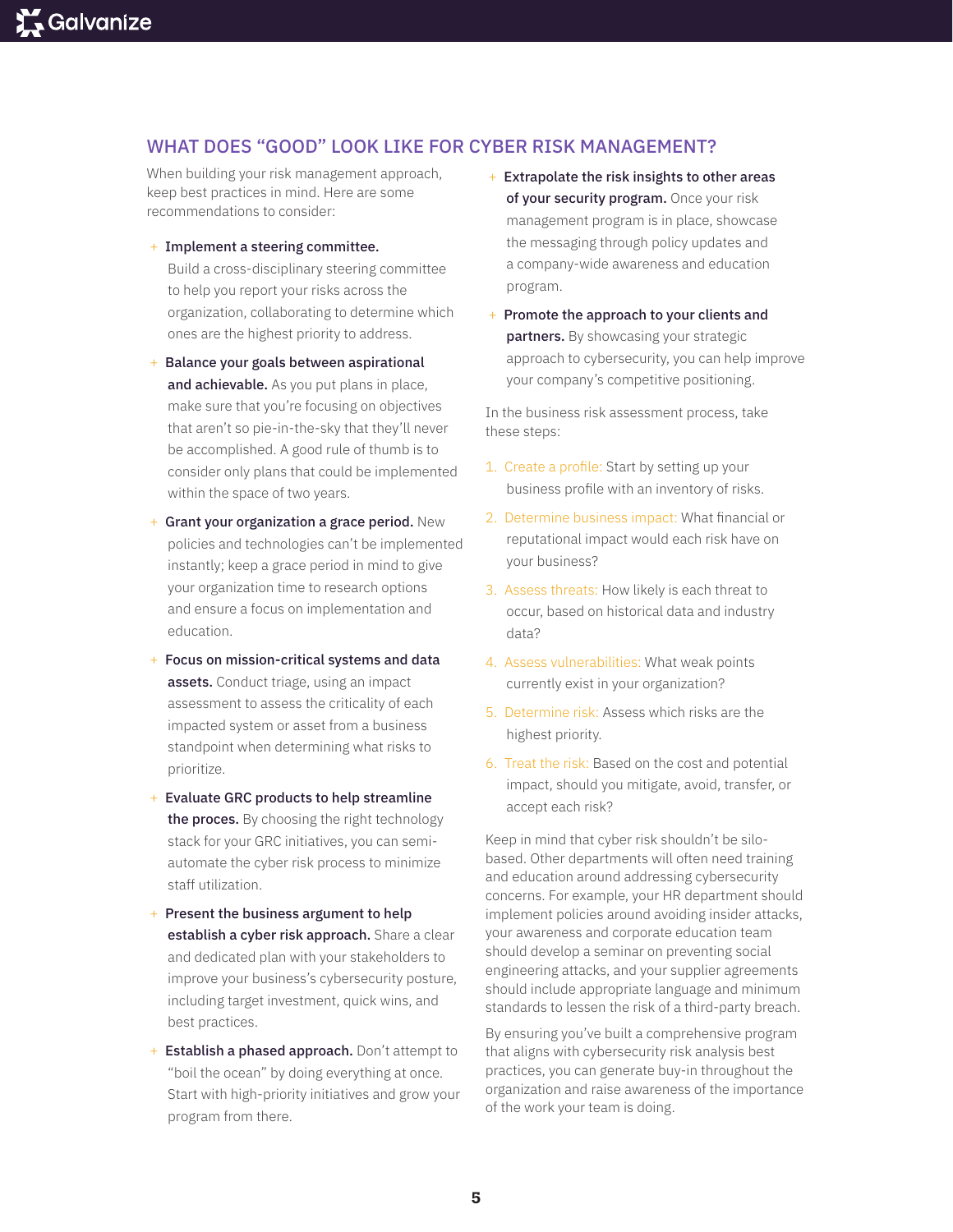## WHAT DOES "GOOD" LOOK LIKE FOR CYBER RISK MANAGEMENT?

When building your risk management approach, keep best practices in mind. Here are some recommendations to consider:

- **Implement a steering committee.** Build a cross-disciplinary steering committee to help you report your risks across the organization, collaborating to determine which ones are the highest priority to address.
- **Balance your goals between aspirational and achievable.** As you put plans in place, make sure that you're focusing on objectives that aren't so pie-in-the-sky that they'll never be accomplished. A good rule of thumb is to consider only plans that could be implemented within the space of two years.
- **Grant your organization a grace period.** New policies and technologies can't be implemented instantly; keep a grace period in mind to give your organization time to research options and ensure a focus on implementation and education.
- **Focus on mission-critical systems and data assets.** Conduct triage, using an impact assessment to assess the criticality of each impacted system or asset from a business standpoint when determining what risks to prioritize.
- **Evaluate GRC products to help streamline the proces.** By choosing the right technology stack for your GRC initiatives, you can semi-automate the cyber risk process to minimize staff utilization.
- **Present the business argument to help establish a cyber risk approach.** Share a clear and dedicated plan with your stakeholders to improve your business's cybersecurity posture, including target investment, quick wins, and best practices.
- **Establish a phased approach.** Don't attempt to "boil the ocean" by doing everything at once. Start with high-priority initiatives and grow your program from there.
- **Extrapolate the risk insights to other areas of your security program.** Once your risk management program is in place, showcase the messaging through policy updates and a company-wide awareness and education program.
- **Promote the approach to your clients and partners.** By showcasing your strategic approach to cybersecurity, you can help improve your company's competitive positioning.

In the business risk assessment process, take these steps:

1. Create a profile: Start by setting up your business profile with an inventory of risks.
2. Determine business impact: What financial or reputational impact would each risk have on your business?
3. Assess threats: How likely is each threat to occur, based on historical data and industry data?
4. Assess vulnerabilities: What weak points currently exist in your organization?
5. Determine risk: Assess which risks are the highest priority.
6. Treat the risk: Based on the cost and potential impact, should you mitigate, avoid, transfer, or accept each risk?

Keep in mind that cyber risk shouldn't be silo-based. Other departments will often need training and education around addressing cybersecurity concerns. For example, your HR department should implement policies around avoiding insider attacks, your awareness and corporate education team should develop a seminar on preventing social engineering attacks, and your supplier agreements should include appropriate language and minimum standards to lessen the risk of a third-party breach.

By ensuring you've built a comprehensive program that aligns with cybersecurity risk analysis best practices, you can generate buy-in throughout the organization and raise awareness of the importance of the work your team is doing.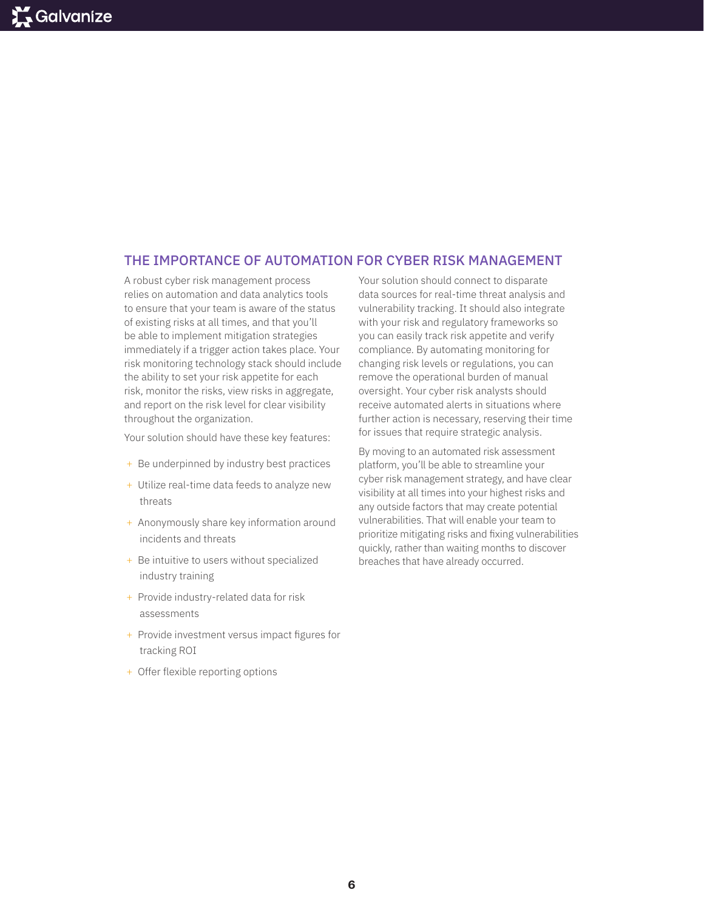## THE IMPORTANCE OF AUTOMATION FOR CYBER RISK MANAGEMENT

A robust cyber risk management process relies on automation and data analytics tools to ensure that your team is aware of the status of existing risks at all times, and that you'll be able to implement mitigation strategies immediately if a trigger action takes place. Your risk monitoring technology stack should include the ability to set your risk appetite for each risk, monitor the risks, view risks in aggregate, and report on the risk level for clear visibility throughout the organization.

Your solution should have these key features:

- Be underpinned by industry best practices
- Utilize real-time data feeds to analyze new threats
- Anonymously share key information around incidents and threats
- Be intuitive to users without specialized industry training
- Provide industry-related data for risk assessments
- Provide investment versus impact figures for tracking ROI
- Offer flexible reporting options

Your solution should connect to disparate data sources for real-time threat analysis and vulnerability tracking. It should also integrate with your risk and regulatory frameworks so you can easily track risk appetite and verify compliance. By automating monitoring for changing risk levels or regulations, you can remove the operational burden of manual oversight. Your cyber risk analysts should receive automated alerts in situations where further action is necessary, reserving their time for issues that require strategic analysis.

By moving to an automated risk assessment platform, you'll be able to streamline your cyber risk management strategy, and have clear visibility at all times into your highest risks and any outside factors that may create potential vulnerabilities. That will enable your team to prioritize mitigating risks and fixing vulnerabilities quickly, rather than waiting months to discover breaches that have already occurred.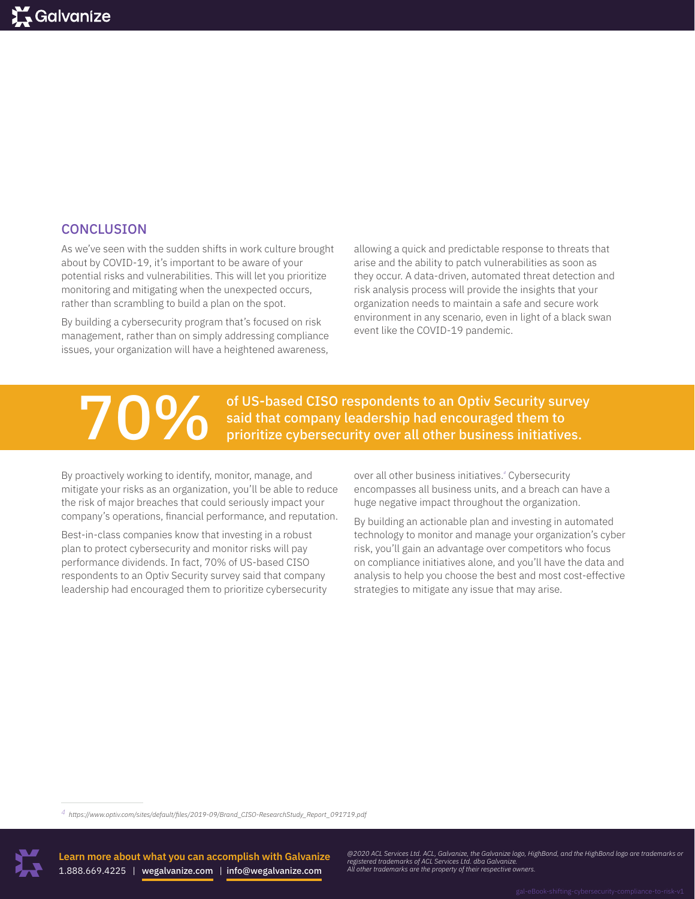## CONCLUSION

As we've seen with the sudden shifts in work culture brought about by COVID-19, it's important to be aware of your potential risks and vulnerabilities. This will let you prioritize monitoring and mitigating when the unexpected occurs, rather than scrambling to build a plan on the spot.

By building a cybersecurity program that's focused on risk management, rather than on simply addressing compliance issues, your organization will have a heightened awareness, allowing a quick and predictable response to threats that arise and the ability to patch vulnerabilities as soon as they occur. A data-driven, automated threat detection and risk analysis process will provide the insights that your organization needs to maintain a safe and secure work environment in any scenario, even in light of a black swan event like the COVID-19 pandemic.

**70%** **of US-based CISO respondents to an Optiv Security survey said that company leadership had encouraged them to prioritize cybersecurity over all other business initiatives.**

By proactively working to identify, monitor, manage, and mitigate your risks as an organization, you'll be able to reduce the risk of major breaches that could seriously impact your company's operations, financial performance, and reputation.

Best-in-class companies know that investing in a robust plan to protect cybersecurity and monitor risks will pay performance dividends. In fact, 70% of US-based CISO respondents to an Optiv Security survey said that company leadership had encouraged them to prioritize cybersecurity over all other business initiatives.[4] Cybersecurity encompasses all business units, and a breach can have a huge negative impact throughout the organization.

By building an actionable plan and investing in automated technology to monitor and manage your organization's cyber risk, you'll gain an advantage over competitors who focus on compliance initiatives alone, and you'll have the data and analysis to help you choose the best and most cost-effective strategies to mitigate any issue that may arise.

[4] *https://www.optiv.com/sites/default/files/2019-09/Brand_CISO-ResearchStudy_Report_091719.pdf*

**Learn more about what you can accomplish with Galvanize**
1.888.669.4225 | wegalvanize.com | info@wegalvanize.com

*@2020 ACL Services Ltd. ACL, Galvanize, the Galvanize logo, HighBond, and the HighBond logo are trademarks or registered trademarks of ACL Services Ltd. dba Galvanize. All other trademarks are the property of their respective owners.*